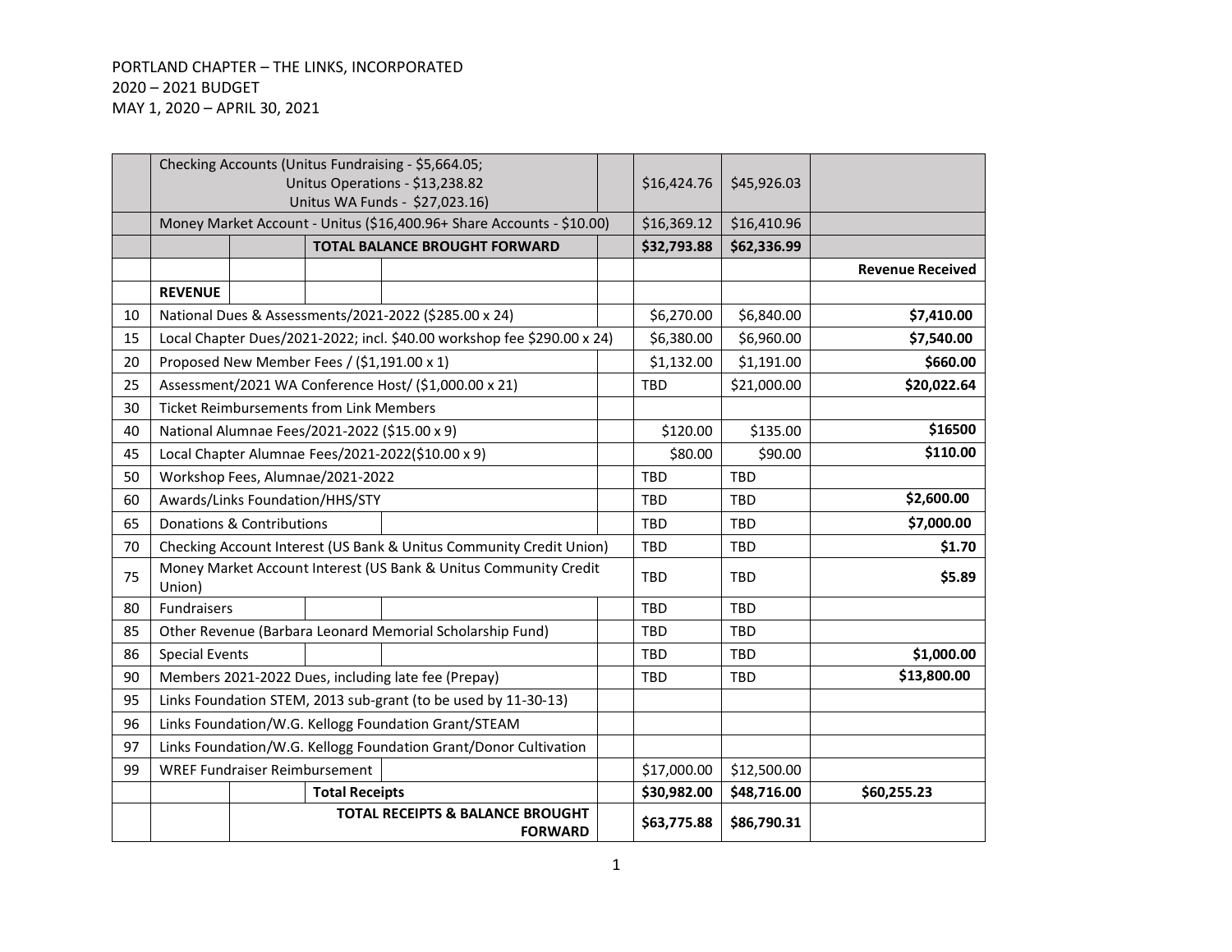PORTLAND CHAPTER – THE LINKS, INCORPORATED
2020 – 2021 BUDGET
MAY 1, 2020 – APRIL 30, 2021

| | | | | |
|---|---|---|---|---|
| | Checking Accounts (Unitus Fundraising - $5,664.05; Unitus Operations - $13,238.82 Unitus WA Funds - $27,023.16) | $16,424.76 | $45,926.03 | |
| | Money Market Account - Unitus ($16,400.96+ Share Accounts - $10.00) | $16,369.12 | $16,410.96 | |
| | **TOTAL BALANCE BROUGHT FORWARD** | **$32,793.88** | **$62,336.99** | |
| | | | | **Revenue Received** |
| | **REVENUE** | | | |
| 10 | National Dues & Assessments/2021-2022 ($285.00 x 24) | $6,270.00 | $6,840.00 | **$7,410.00** |
| 15 | Local Chapter Dues/2021-2022; incl. $40.00 workshop fee $290.00 x 24) | $6,380.00 | $6,960.00 | **$7,540.00** |
| 20 | Proposed New Member Fees / ($1,191.00 x 1) | $1,132.00 | $1,191.00 | **$660.00** |
| 25 | Assessment/2021 WA Conference Host/ ($1,000.00 x 21) | TBD | $21,000.00 | **$20,022.64** |
| 30 | Ticket Reimbursements from Link Members | | | |
| 40 | National Alumnae Fees/2021-2022 ($15.00 x 9) | $120.00 | $135.00 | **$16500** |
| 45 | Local Chapter Alumnae Fees/2021-2022($10.00 x 9) | $80.00 | $90.00 | **$110.00** |
| 50 | Workshop Fees, Alumnae/2021-2022 | TBD | TBD | |
| 60 | Awards/Links Foundation/HHS/STY | TBD | TBD | **$2,600.00** |
| 65 | Donations & Contributions | TBD | TBD | **$7,000.00** |
| 70 | Checking Account Interest (US Bank & Unitus Community Credit Union) | TBD | TBD | **$1.70** |
| 75 | Money Market Account Interest (US Bank & Unitus Community Credit Union) | TBD | TBD | **$5.89** |
| 80 | Fundraisers | TBD | TBD | |
| 85 | Other Revenue (Barbara Leonard Memorial Scholarship Fund) | TBD | TBD | |
| 86 | Special Events | TBD | TBD | **$1,000.00** |
| 90 | Members 2021-2022 Dues, including late fee (Prepay) | TBD | TBD | **$13,800.00** |
| 95 | Links Foundation STEM, 2013 sub-grant (to be used by 11-30-13) | | | |
| 96 | Links Foundation/W.G. Kellogg Foundation Grant/STEAM | | | |
| 97 | Links Foundation/W.G. Kellogg Foundation Grant/Donor Cultivation | | | |
| 99 | WREF Fundraiser Reimbursement | $17,000.00 | $12,500.00 | |
| | **Total Receipts** | **$30,982.00** | **$48,716.00** | **$60,255.23** |
| | **TOTAL RECEIPTS & BALANCE BROUGHT FORWARD** | **$63,775.88** | **$86,790.31** | |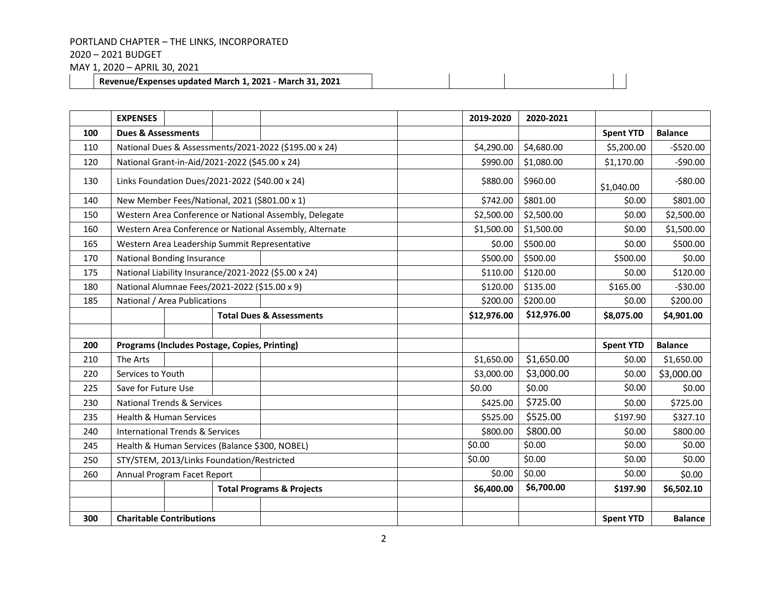PORTLAND CHAPTER – THE LINKS, INCORPORATED
2020 – 2021 BUDGET
MAY 1, 2020 – APRIL 30, 2021

**Revenue/Expenses updated March 1, 2021 - March 31, 2021**

| | EXPENSES | 2019-2020 | 2020-2021 | | |
|---|---|---|---|---|---|
| **100** | **Dues & Assessments** | | | **Spent YTD** | **Balance** |
| 110 | National Dues & Assessments/2021-2022 ($195.00 x 24) | $4,290.00 | $4,680.00 | $5,200.00 | -$520.00 |
| 120 | National Grant-in-Aid/2021-2022 ($45.00 x 24) | $990.00 | $1,080.00 | $1,170.00 | -$90.00 |
| 130 | Links Foundation Dues/2021-2022 ($40.00 x 24) | $880.00 | $960.00 | $1,040.00 | -$80.00 |
| 140 | New Member Fees/National, 2021 ($801.00 x 1) | $742.00 | $801.00 | $0.00 | $801.00 |
| 150 | Western Area Conference or National Assembly, Delegate | $2,500.00 | $2,500.00 | $0.00 | $2,500.00 |
| 160 | Western Area Conference or National Assembly, Alternate | $1,500.00 | $1,500.00 | $0.00 | $1,500.00 |
| 165 | Western Area Leadership Summit Representative | $0.00 | $500.00 | $0.00 | $500.00 |
| 170 | National Bonding Insurance | $500.00 | $500.00 | $500.00 | $0.00 |
| 175 | National Liability Insurance/2021-2022 ($5.00 x 24) | $110.00 | $120.00 | $0.00 | $120.00 |
| 180 | National Alumnae Fees/2021-2022 ($15.00 x 9) | $120.00 | $135.00 | $165.00 | -$30.00 |
| 185 | National / Area Publications | $200.00 | $200.00 | $0.00 | $200.00 |
| | **Total Dues & Assessments** | **$12,976.00** | **$12,976.00** | **$8,075.00** | **$4,901.00** |
| | | | | | |
| **200** | **Programs (Includes Postage, Copies, Printing)** | | | **Spent YTD** | **Balance** |
| 210 | The Arts | $1,650.00 | $1,650.00 | $0.00 | $1,650.00 |
| 220 | Services to Youth | $3,000.00 | $3,000.00 | $0.00 | $3,000.00 |
| 225 | Save for Future Use | $0.00 | $0.00 | $0.00 | $0.00 |
| 230 | National Trends & Services | $425.00 | $725.00 | $0.00 | $725.00 |
| 235 | Health & Human Services | $525.00 | $525.00 | $197.90 | $327.10 |
| 240 | International Trends & Services | $800.00 | $800.00 | $0.00 | $800.00 |
| 245 | Health & Human Services (Balance $300, NOBEL) | $0.00 | $0.00 | $0.00 | $0.00 |
| 250 | STY/STEM, 2013/Links Foundation/Restricted | $0.00 | $0.00 | $0.00 | $0.00 |
| 260 | Annual Program Facet Report | $0.00 | $0.00 | $0.00 | $0.00 |
| | **Total Programs & Projects** | **$6,400.00** | **$6,700.00** | **$197.90** | **$6,502.10** |
| | | | | | |
| **300** | **Charitable Contributions** | | | **Spent YTD** | **Balance** |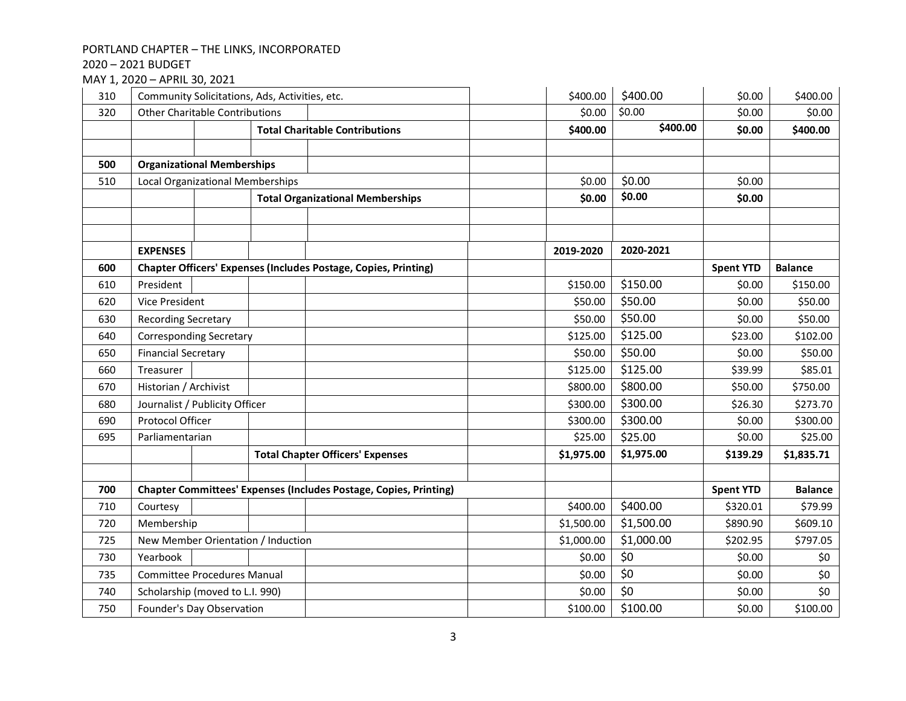PORTLAND CHAPTER – THE LINKS, INCORPORATED
2020 – 2021 BUDGET
MAY 1, 2020 – APRIL 30, 2021

| | | | | | |
|---|---|---|---|---|---|
| 310 | Community Solicitations, Ads, Activities, etc. | $400.00 | $400.00 | $0.00 | $400.00 |
| 320 | Other Charitable Contributions | $0.00 | $0.00 | $0.00 | $0.00 |
| | **Total Charitable Contributions** | **$400.00** | **$400.00** | **$0.00** | **$400.00** |
| | | | | | |
| **500** | **Organizational Memberships** | | | | |
| 510 | Local Organizational Memberships | $0.00 | $0.00 | $0.00 | |
| | **Total Organizational Memberships** | **$0.00** | **$0.00** | **$0.00** | |
| | | | | | |
| | | | | | |
| | **EXPENSES** | **2019-2020** | **2020-2021** | | |
| **600** | **Chapter Officers' Expenses (Includes Postage, Copies, Printing)** | | | **Spent YTD** | **Balance** |
| 610 | President | $150.00 | $150.00 | $0.00 | $150.00 |
| 620 | Vice President | $50.00 | $50.00 | $0.00 | $50.00 |
| 630 | Recording Secretary | $50.00 | $50.00 | $0.00 | $50.00 |
| 640 | Corresponding Secretary | $125.00 | $125.00 | $23.00 | $102.00 |
| 650 | Financial Secretary | $50.00 | $50.00 | $0.00 | $50.00 |
| 660 | Treasurer | $125.00 | $125.00 | $39.99 | $85.01 |
| 670 | Historian / Archivist | $800.00 | $800.00 | $50.00 | $750.00 |
| 680 | Journalist / Publicity Officer | $300.00 | $300.00 | $26.30 | $273.70 |
| 690 | Protocol Officer | $300.00 | $300.00 | $0.00 | $300.00 |
| 695 | Parliamentarian | $25.00 | $25.00 | $0.00 | $25.00 |
| | **Total Chapter Officers' Expenses** | **$1,975.00** | **$1,975.00** | **$139.29** | **$1,835.71** |
| | | | | | |
| **700** | **Chapter Committees' Expenses (Includes Postage, Copies, Printing)** | | | **Spent YTD** | **Balance** |
| 710 | Courtesy | $400.00 | $400.00 | $320.01 | $79.99 |
| 720 | Membership | $1,500.00 | $1,500.00 | $890.90 | $609.10 |
| 725 | New Member Orientation / Induction | $1,000.00 | $1,000.00 | $202.95 | $797.05 |
| 730 | Yearbook | $0.00 | $0 | $0.00 | $0 |
| 735 | Committee Procedures Manual | $0.00 | $0 | $0.00 | $0 |
| 740 | Scholarship (moved to L.I. 990) | $0.00 | $0 | $0.00 | $0 |
| 750 | Founder's Day Observation | $100.00 | $100.00 | $0.00 | $100.00 |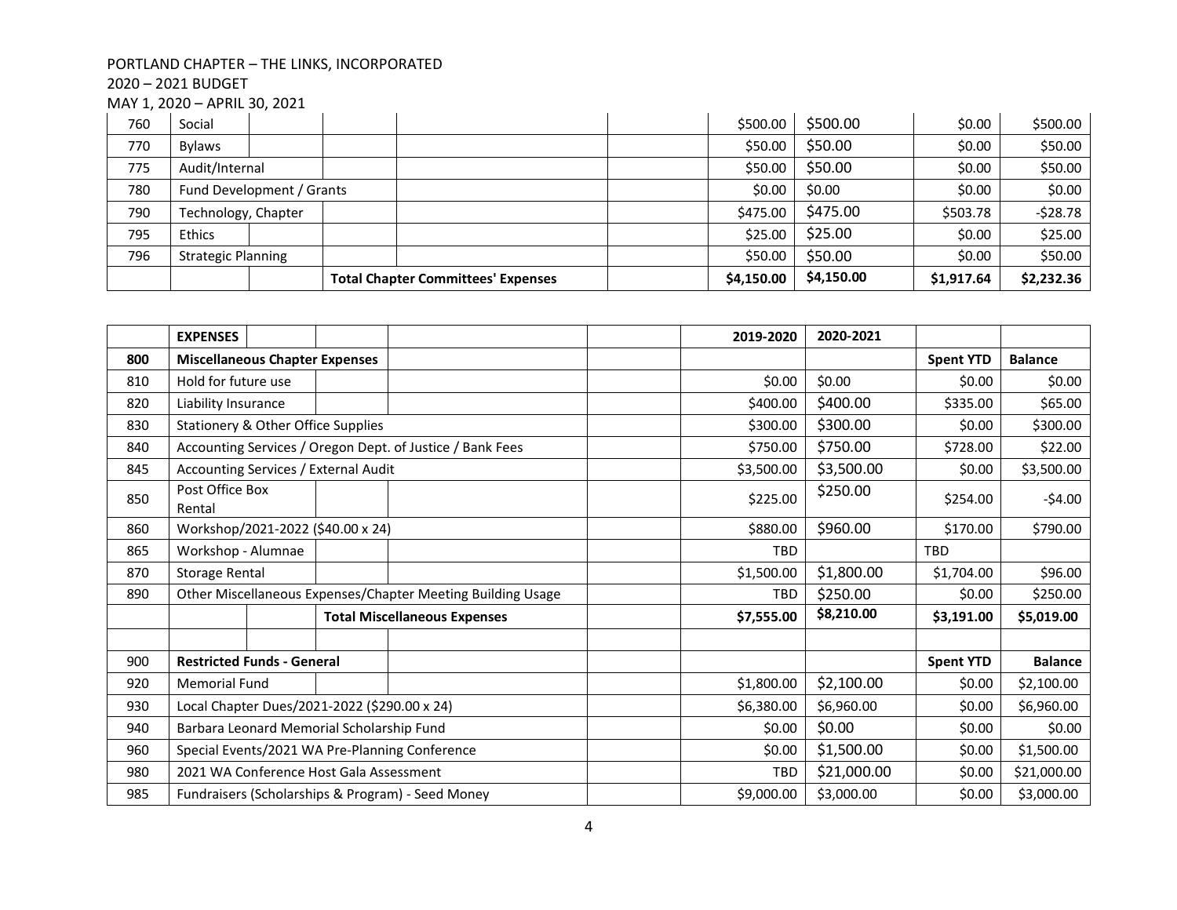PORTLAND CHAPTER – THE LINKS, INCORPORATED
2020 – 2021 BUDGET
MAY 1, 2020 – APRIL 30, 2021

| | | | | |
|---|---|---|---|---|---|
| 760 | Social | $500.00 | $500.00 | $0.00 | $500.00 |
| 770 | Bylaws | $50.00 | $50.00 | $0.00 | $50.00 |
| 775 | Audit/Internal | $50.00 | $50.00 | $0.00 | $50.00 |
| 780 | Fund Development / Grants | $0.00 | $0.00 | $0.00 | $0.00 |
| 790 | Technology, Chapter | $475.00 | $475.00 | $503.78 | -$28.78 |
| 795 | Ethics | $25.00 | $25.00 | $0.00 | $25.00 |
| 796 | Strategic Planning | $50.00 | $50.00 | $0.00 | $50.00 |
| | **Total Chapter Committees' Expenses** | **$4,150.00** | **$4,150.00** | **$1,917.64** | **$2,232.36** |

| | **EXPENSES** | **2019-2020** | **2020-2021** | | |
|---|---|---|---|---|---|
| **800** | **Miscellaneous Chapter Expenses** | | | **Spent YTD** | **Balance** |
| 810 | Hold for future use | $0.00 | $0.00 | $0.00 | $0.00 |
| 820 | Liability Insurance | $400.00 | $400.00 | $335.00 | $65.00 |
| 830 | Stationery & Other Office Supplies | $300.00 | $300.00 | $0.00 | $300.00 |
| 840 | Accounting Services / Oregon Dept. of Justice / Bank Fees | $750.00 | $750.00 | $728.00 | $22.00 |
| 845 | Accounting Services / External Audit | $3,500.00 | $3,500.00 | $0.00 | $3,500.00 |
| 850 | Post Office Box Rental | $225.00 | $250.00 | $254.00 | -$4.00 |
| 860 | Workshop/2021-2022 ($40.00 x 24) | $880.00 | $960.00 | $170.00 | $790.00 |
| 865 | Workshop - Alumnae | TBD | | TBD | |
| 870 | Storage Rental | $1,500.00 | $1,800.00 | $1,704.00 | $96.00 |
| 890 | Other Miscellaneous Expenses/Chapter Meeting Building Usage | TBD | $250.00 | $0.00 | $250.00 |
| | **Total Miscellaneous Expenses** | **$7,555.00** | **$8,210.00** | **$3,191.00** | **$5,019.00** |
| | | | | | |
| 900 | **Restricted Funds - General** | | | **Spent YTD** | **Balance** |
| 920 | Memorial Fund | $1,800.00 | $2,100.00 | $0.00 | $2,100.00 |
| 930 | Local Chapter Dues/2021-2022 ($290.00 x 24) | $6,380.00 | $6,960.00 | $0.00 | $6,960.00 |
| 940 | Barbara Leonard Memorial Scholarship Fund | $0.00 | $0.00 | $0.00 | $0.00 |
| 960 | Special Events/2021 WA Pre-Planning Conference | $0.00 | $1,500.00 | $0.00 | $1,500.00 |
| 980 | 2021 WA Conference Host Gala Assessment | TBD | $21,000.00 | $0.00 | $21,000.00 |
| 985 | Fundraisers (Scholarships & Program) - Seed Money | $9,000.00 | $3,000.00 | $0.00 | $3,000.00 |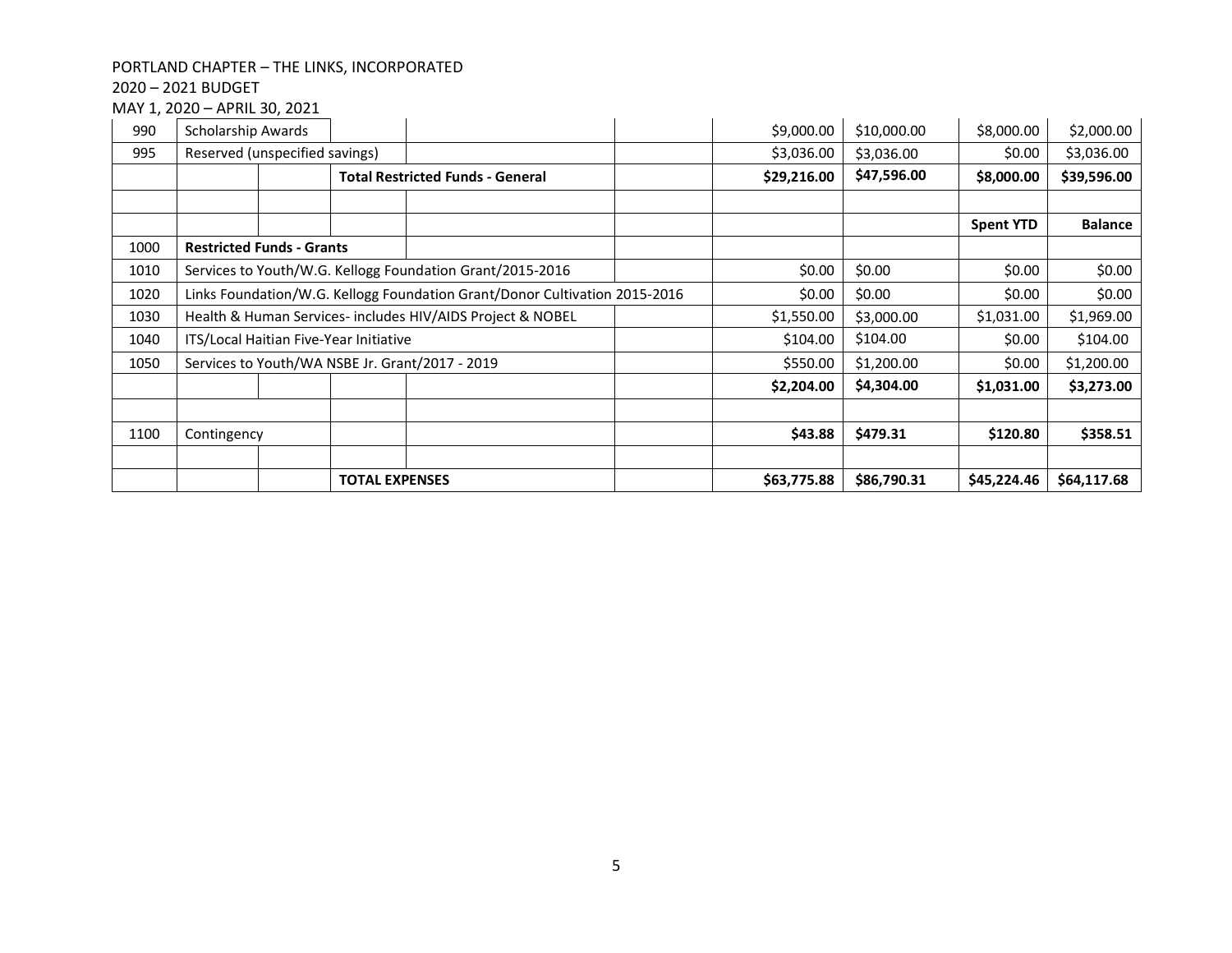PORTLAND CHAPTER – THE LINKS, INCORPORATED

2020 – 2021 BUDGET

MAY 1, 2020 – APRIL 30, 2021

| | | | | | | | | | |
|---|---|---|---|---|---|---|---|---|---|
| 990 | Scholarship Awards | | | | | $9,000.00 | $10,000.00 | $8,000.00 | $2,000.00 |
| 995 | Reserved (unspecified savings) | | | | | $3,036.00 | $3,036.00 | $0.00 | $3,036.00 |
| | | | **Total Restricted Funds - General** | | | **$29,216.00** | **$47,596.00** | **$8,000.00** | **$39,596.00** |
| | | | | | | | | | |
| | | | | | | | | **Spent YTD** | **Balance** |
| 1000 | **Restricted Funds - Grants** | | | | | | | | |
| 1010 | Services to Youth/W.G. Kellogg Foundation Grant/2015-2016 | | | | | $0.00 | $0.00 | $0.00 | $0.00 |
| 1020 | Links Foundation/W.G. Kellogg Foundation Grant/Donor Cultivation 2015-2016 | | | | | $0.00 | $0.00 | $0.00 | $0.00 |
| 1030 | Health & Human Services- includes HIV/AIDS Project & NOBEL | | | | | $1,550.00 | $3,000.00 | $1,031.00 | $1,969.00 |
| 1040 | ITS/Local Haitian Five-Year Initiative | | | | | $104.00 | $104.00 | $0.00 | $104.00 |
| 1050 | Services to Youth/WA NSBE Jr. Grant/2017 - 2019 | | | | | $550.00 | $1,200.00 | $0.00 | $1,200.00 |
| | | | | | | **$2,204.00** | **$4,304.00** | **$1,031.00** | **$3,273.00** |
| | | | | | | | | | |
| 1100 | Contingency | | | | | **$43.88** | **$479.31** | **$120.80** | **$358.51** |
| | | | | | | | | | |
| | | | **TOTAL EXPENSES** | | | **$63,775.88** | **$86,790.31** | **$45,224.46** | **$64,117.68** |